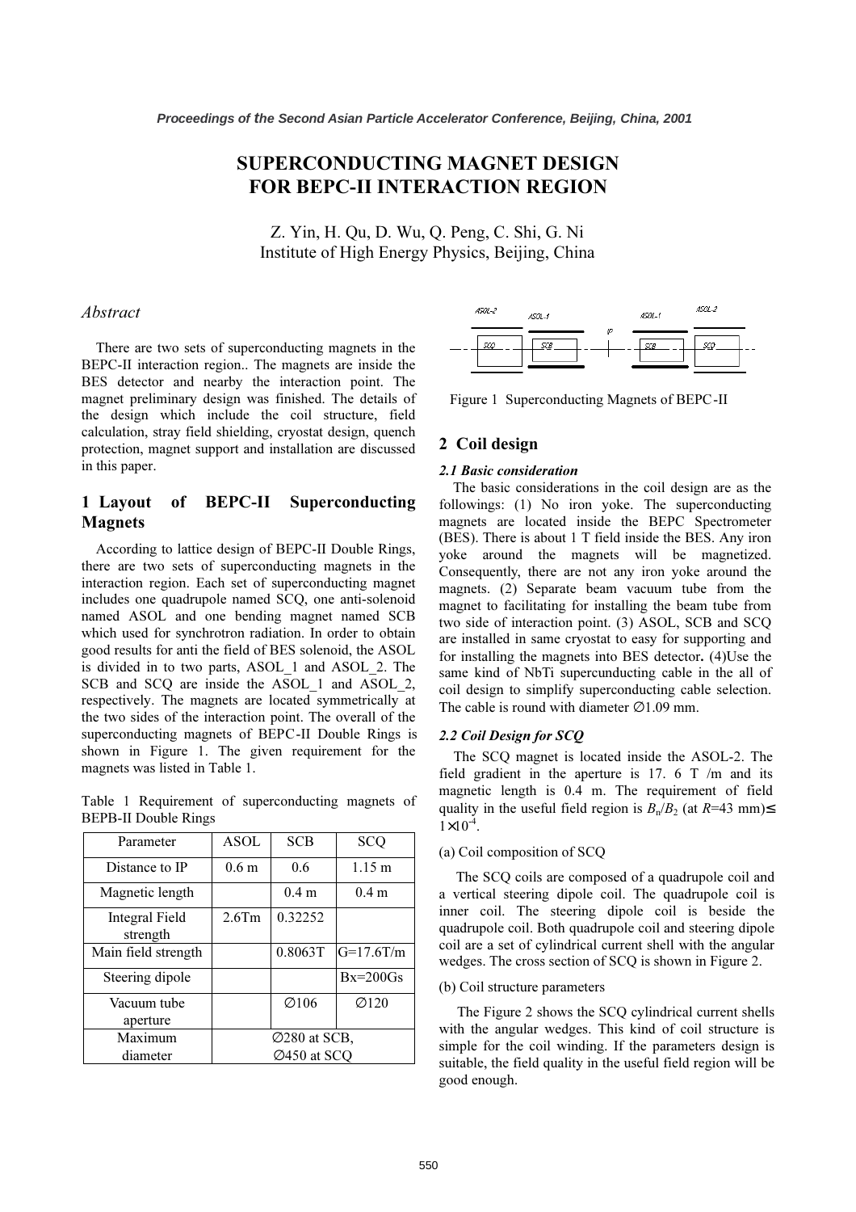# SUPERCONDUCTING MAGNET DESIGN FOR BEPC-II INTERACTION REGION

Z. Yin, H. Qu, D. Wu, Q. Peng, C. Shi, G. Ni
Institute of High Energy Physics, Beijing, China

## *Abstract*

There are two sets of superconducting magnets in the BEPC-II interaction region.. The magnets are inside the BES detector and nearby the interaction point. The magnet preliminary design was finished. The details of the design which include the coil structure, field calculation, stray field shielding, cryostat design, quench protection, magnet support and installation are discussed in this paper.

## 1 Layout of BEPC-II Superconducting Magnets

According to lattice design of BEPC-II Double Rings, there are two sets of superconducting magnets in the interaction region. Each set of superconducting magnet includes one quadrupole named SCQ, one anti-solenoid named ASOL and one bending magnet named SCB which used for synchrotron radiation. In order to obtain good results for anti the field of BES solenoid, the ASOL is divided in to two parts, ASOL_1 and ASOL_2. The SCB and SCQ are inside the ASOL_1 and ASOL_2, respectively. The magnets are located symmetrically at the two sides of the interaction point. The overall of the superconducting magnets of BEPC-II Double Rings is shown in Figure 1. The given requirement for the magnets was listed in Table 1.

Table 1 Requirement of superconducting magnets of BEPB-II Double Rings

| Parameter | ASOL | SCB | SCQ |
|---|---|---|---|
| Distance to IP | 0.6 m | 0.6 | 1.15 m |
| Magnetic length | | 0.4 m | 0.4 m |
| Integral Field strength | 2.6Tm | 0.32252 | |
| Main field strength | | 0.8063T | G=17.6T/m |
| Steering dipole | | | Bx=200Gs |
| Vacuum tube aperture | | ∅106 | ∅120 |
| Maximum diameter | ∅280 at SCB, ∅450 at SCQ | | |

Figure 1 Superconducting Magnets of BEPC-II

## 2 Coil design

### *2.1 Basic consideration*

The basic considerations in the coil design are as the followings: (1) No iron yoke. The superconducting magnets are located inside the BEPC Spectrometer (BES). There is about 1 T field inside the BES. Any iron yoke around the magnets will be magnetized. Consequently, there are not any iron yoke around the magnets. (2) Separate beam vacuum tube from the magnet to facilitating for installing the beam tube from two side of interaction point. (3) ASOL, SCB and SCQ are installed in same cryostat to easy for supporting and for installing the magnets into BES detector**.** (4)Use the same kind of NbTi supercunducting cable in the all of coil design to simplify superconducting cable selection. The cable is round with diameter ∅1.09 mm.

### *2.2 Coil Design for SCQ*

The SCQ magnet is located inside the ASOL-2. The field gradient in the aperture is 17. 6 T /m and its magnetic length is 0.4 m. The requirement of field quality in the useful field region is $B_n/B_2$ (at $R$=43 mm)≤ $1\times10^{-4}$.

(a) Coil composition of SCQ

The SCQ coils are composed of a quadrupole coil and a vertical steering dipole coil. The quadrupole coil is inner coil. The steering dipole coil is beside the quadrupole coil. Both quadrupole coil and steering dipole coil are a set of cylindrical current shell with the angular wedges. The cross section of SCQ is shown in Figure 2.

(b) Coil structure parameters

The Figure 2 shows the SCQ cylindrical current shells with the angular wedges. This kind of coil structure is simple for the coil winding. If the parameters design is suitable, the field quality in the useful field region will be good enough.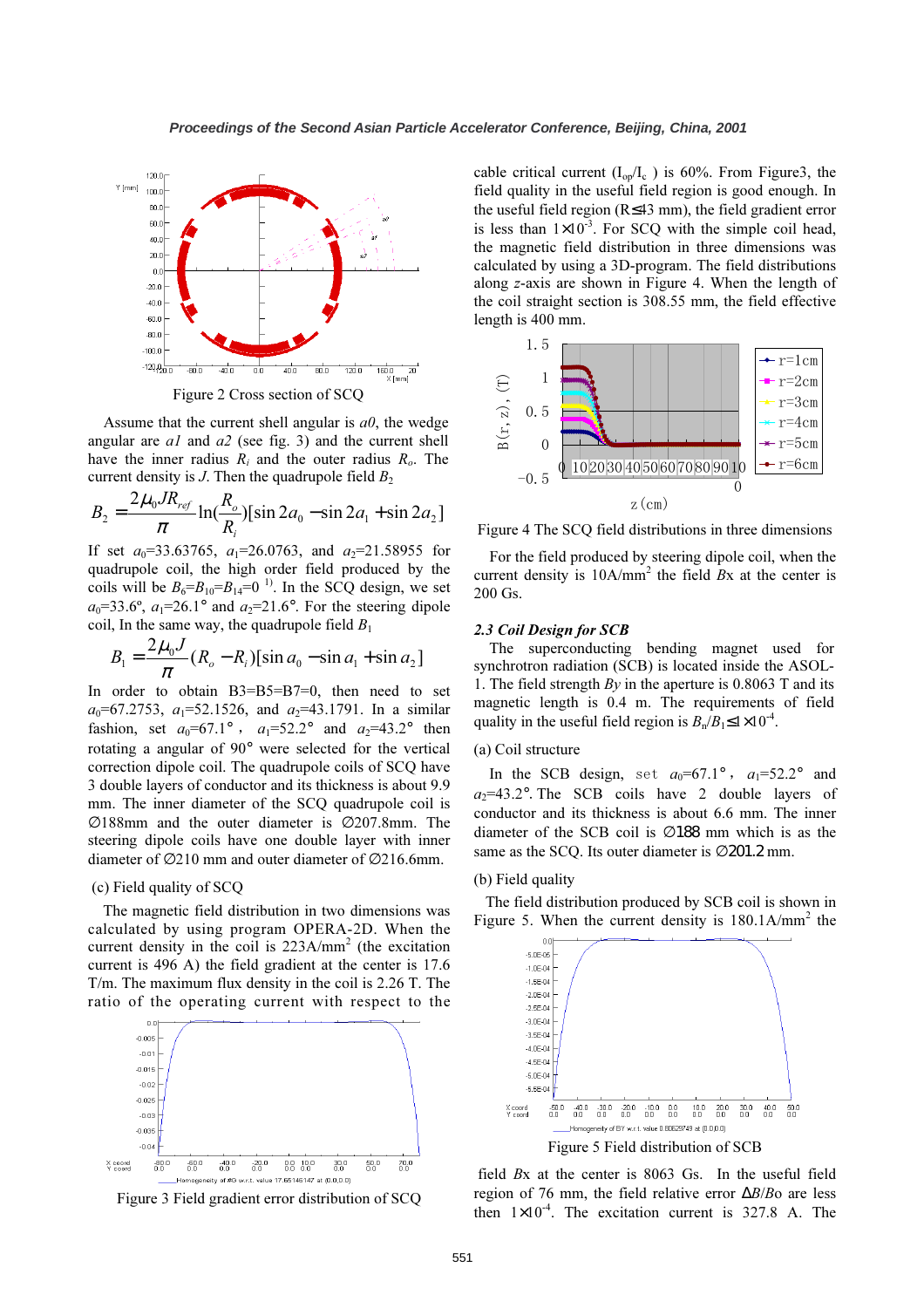Figure 2 Cross section of SCQ

Assume that the current shell angular is *a0*, the wedge angular are *a1* and *a2* (see fig. 3) and the current shell have the inner radius $R_i$ and the outer radius $R_o$. The current density is $J$. Then the quadrupole field $B_2$

$$B_2 = \frac{2\mu_0 J R_{ref}}{\pi} \ln(\frac{R_o}{R_i})[\sin 2a_0 - \sin 2a_1 + \sin 2a_2]$$

If set $a_0$=33.63765, $a_1$=26.0763, and $a_2$=21.58955 for quadrupole coil, the field produced by the high order field produced by the coils will be $B_6$=$B_{10}$=$B_{14}$=0 [1]. In the SCQ design, we set $a_0$=33.6°, $a_1$=26.1° and $a_2$=21.6°. For the steering dipole coil, In the same way, the quadrupole field $B_1$

$$B_1 = \frac{2\mu_0 J}{\pi}(R_o - R_i)[\sin a_0 - \sin a_1 + \sin a_2]$$

In order to obtain B3=B5=B7=0, then need to set $a_0$=67.2753, $a_1$=52.1526, and $a_2$=43.1791. In a similar fashion, set $a_0$=67.1°, $a_1$=52.2° and $a_2$=43.2° then rotating a angular of 90° were selected for the vertical correction dipole coil. The quadrupole coils of SCQ have 3 double layers of conductor and its thickness is about 9.9 mm. The inner diameter of the SCQ quadrupole coil is ∅188mm and the outer diameter is ∅207.8mm. The steering dipole coils have one double layer with inner diameter of ∅210 mm and outer diameter of ∅216.6mm.

(c) Field quality of SCQ

The magnetic field distribution in two dimensions was calculated by using program OPERA-2D. When the current density in the coil is 223A/mm$^2$ (the excitation current is 496 A) the field gradient at the center is 17.6 T/m. The maximum flux density in the coil is 2.26 T. The ratio of the operating current with respect to the

Figure 3 Field gradient error distribution of SCQ

cable critical current ($I_{op}/I_c$) is 60%. From Figure3, the field quality in the useful field region is good enough. In the useful field region (R≤43 mm), the field gradient error is less than $1\times10^{-3}$. For SCQ with the simple coil head, the magnetic field distribution in three dimensions was calculated by using a 3D-program. The field distributions along *z*-axis are shown in Figure 4. When the length of the coil straight section is 308.55 mm, the field effective length is 400 mm.

Figure 4 The SCQ field distributions in three dimensions

For the field produced by steering dipole coil, when the current density is 10A/mm$^2$ the field *B*x at the center is 200 Gs.

### 2.3 Coil Design for SCB

The superconducting bending magnet used for synchrotron radiation (SCB) is located inside the ASOL-1. The field strength *By* in the aperture is 0.8063 T and its magnetic length is 0.4 m. The requirements of field quality in the useful field region is $B_n/B_1 \leq 1\times10^{-4}$.

(a) Coil structure

In the SCB design, set $a_0$=67.1°, $a_1$=52.2° and $a_2$=43.2°. The SCB coils have 2 double layers of conductor and its thickness is about 6.6 mm. The inner diameter of the SCB coil is ∅188 mm which is as the same as the SCQ. Its outer diameter is ∅201.2 mm.

(b) Field quality

The field distribution produced by SCB coil is shown in Figure 5. When the current density is 180.1A/mm$^2$ the

Figure 5 Field distribution of SCB

field *B*x at the center is 8063 Gs. In the useful field region of 76 mm, the field relative error $\Delta B/Bo$ are less then $1\times10^{-4}$. The excitation current is 327.8 A. The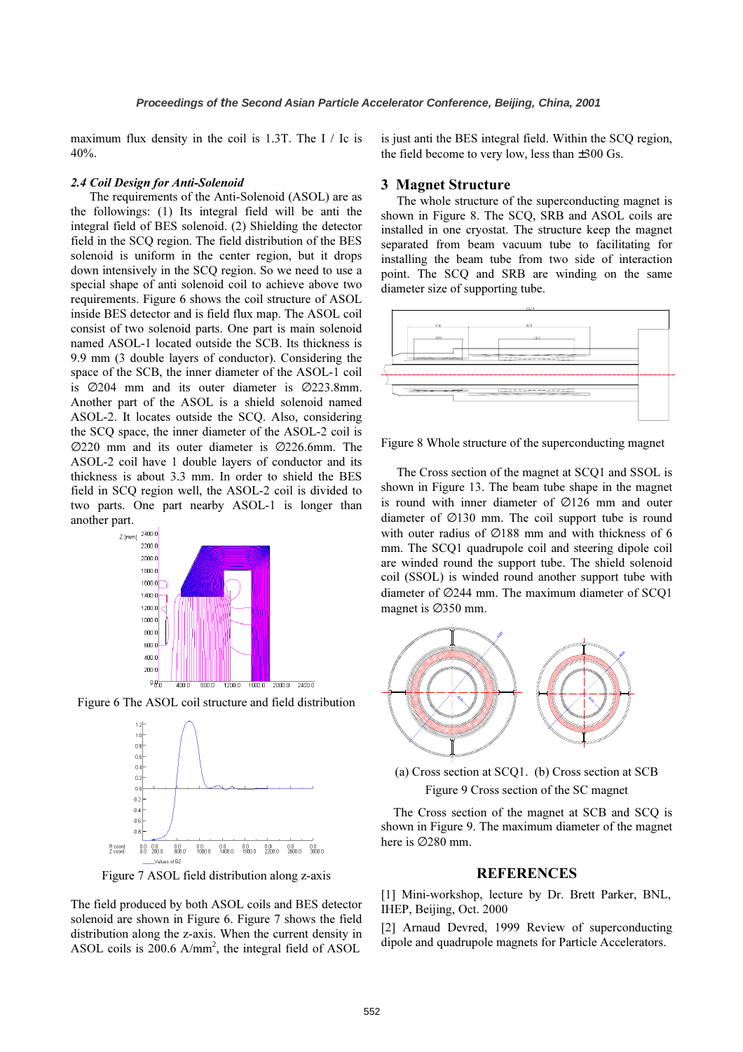maximum flux density in the coil is 1.3T. The I / Ic is 40%.

### *2.4 Coil Design for Anti-Solenoid*

The requirements of the Anti-Solenoid (ASOL) are as the followings: (1) Its integral field will be anti the integral field of BES solenoid. (2) Shielding the detector field in the SCQ region. The field distribution of the BES solenoid is uniform in the center region, but it drops down intensively in the SCQ region. So we need to use a special shape of anti solenoid coil to achieve above two requirements. Figure 6 shows the coil structure of ASOL inside BES detector and is field flux map. The ASOL coil consist of two solenoid parts. One part is main solenoid named ASOL-1 located outside the SCB. Its thickness is 9.9 mm (3 double layers of conductor). Considering the space of the SCB, the inner diameter of the ASOL-1 coil is ∅204 mm and its outer diameter is ∅223.8mm. Another part of the ASOL is a shield solenoid named ASOL-2. It locates outside the SCQ. Also, considering the SCQ space, the inner diameter of the ASOL-2 coil is ∅220 mm and its outer diameter is ∅226.6mm. The ASOL-2 coil have 1 double layers of conductor and its thickness is about 3.3 mm. In order to shield the BES field in SCQ region well, the ASOL-2 coil is divided to two parts. One part nearby ASOL-1 is longer than another part.

Z [mm]
2400.0
2200.0
2000.0
1800.0
1600.0
1400.0
1200.0
1000.0
800.0
600.0
400.0
200.0
0.0
0.0
400.0
800.0
1200.0
1600.0
2000.0
2400.0

Figure 6 The ASOL coil structure and field distribution

1.2
1.0
0.8
0.6
0.4
0.2
0.0
-0.2
-0.4
-0.6
-0.8
R coord
Z coord
0.0 200.0 600.0 1000.0 1400.0 1800.0 2200.0 2600.0 3000.0
Values of BZ

Figure 7 ASOL field distribution along z-axis

The field produced by both ASOL coils and BES detector solenoid are shown in Figure 6. Figure 7 shows the field distribution along the z-axis. When the current density in ASOL coils is 200.6 A/mm$^2$, the integral field of ASOL is just anti the BES integral field. Within the SCQ region, the field become to very low, less than ±300 Gs.

## 3 Magnet Structure

The whole structure of the superconducting magnet is shown in Figure 8. The SCQ, SRB and ASOL coils are installed in one cryostat. The structure keep the magnet separated from beam vacuum tube to facilitating for installing the beam tube from two side of interaction point. The SCQ and SRB are winding on the same diameter size of supporting tube.

Figure 8 Whole structure of the superconducting magnet

The Cross section of the magnet at SCQ1 and SSOL is shown in Figure 13. The beam tube shape in the magnet is round with inner diameter of ∅126 mm and outer diameter of ∅130 mm. The coil support tube is round with outer radius of ∅188 mm and with thickness of 6 mm. The SCQ1 quadrupole coil and steering dipole coil are winded round the support tube. The shield solenoid coil (SSOL) is winded round another support tube with diameter of ∅244 mm. The maximum diameter of SCQ1 magnet is ∅350 mm.

(a) Cross section at SCQ1. (b) Cross section at SCB

Figure 9 Cross section of the SC magnet

The Cross section of the magnet at SCB and SCQ is shown in Figure 9. The maximum diameter of the magnet here is ∅280 mm.

## REFERENCES

[1] Mini-workshop, lecture by Dr. Brett Parker, BNL, IHEP, Beijing, Oct. 2000

[2] Arnaud Devred, 1999 Review of superconducting dipole and quadrupole magnets for Particle Accelerators.